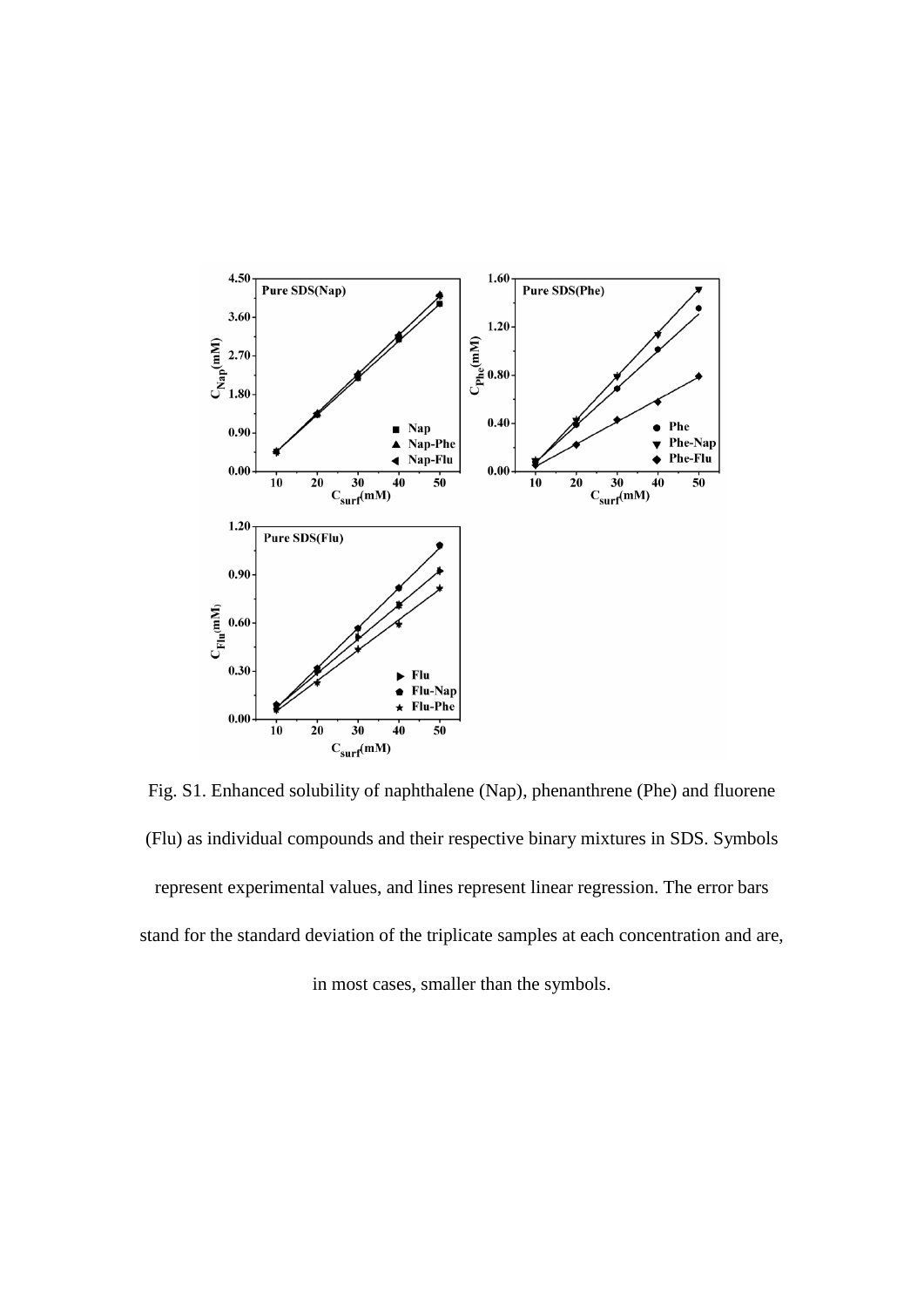Pure SDS(Nap)

4.50
3.60
2.70
1.80
0.90
0.00

$C_{Nap}$(mM)

10 20 30 40 50

$C_{surf}$(mM)

Nap
Nap-Phe
Nap-Flu

Pure SDS(Phe)

1.60
1.20
0.80
0.40
0.00

$C_{Phe}$(mM)

10 20 30 40 50

$C_{surf}$(mM)

Phe
Phe-Nap
Phe-Flu

Pure SDS(Flu)

1.20
0.90
0.60
0.30
0.00

$C_{Flu}$(mM)

10 20 30 40 50

$C_{surf}$(mM)

Flu
Flu-Nap
Flu-Phe

Fig. S1. Enhanced solubility of naphthalene (Nap), phenanthrene (Phe) and fluorene (Flu) as individual compounds and their respective binary mixtures in SDS. Symbols represent experimental values, and lines represent linear regression. The error bars stand for the standard deviation of the triplicate samples at each concentration and are, in most cases, smaller than the symbols.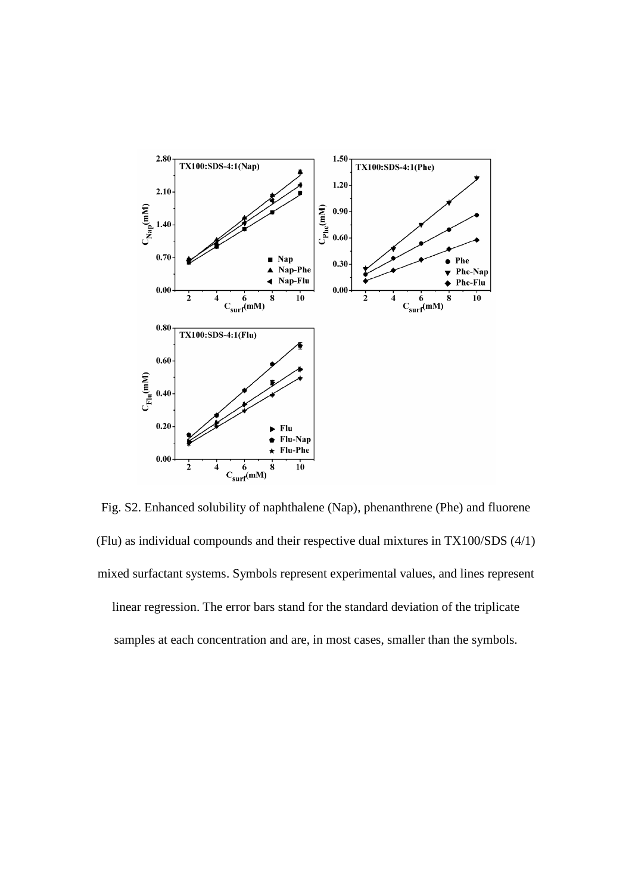TX100:SDS-4:1(Nap)

2.80
2.10
1.40
0.70
0.00

$C_{Nap}$(mM)

2 4 6 8 10

$C_{surf}$(mM)

Nap
Nap-Phe
Nap-Flu

TX100:SDS-4:1(Phe)

1.50
1.20
0.90
0.60
0.30
0.00

$C_{Phe}$(mM)

2 4 6 8 10

$C_{surf}$(mM)

Phe
Phe-Nap
Phe-Flu

TX100:SDS-4:1(Flu)

0.80
0.60
0.40
0.20
0.00

$C_{Flu}$(mM)

2 4 6 8 10

$C_{surf}$(mM)

Flu
Flu-Nap
Flu-Phe

Fig. S2. Enhanced solubility of naphthalene (Nap), phenanthrene (Phe) and fluorene (Flu) as individual compounds and their respective dual mixtures in TX100/SDS (4/1) mixed surfactant systems. Symbols represent experimental values, and lines represent linear regression. The error bars stand for the standard deviation of the triplicate samples at each concentration and are, in most cases, smaller than the symbols.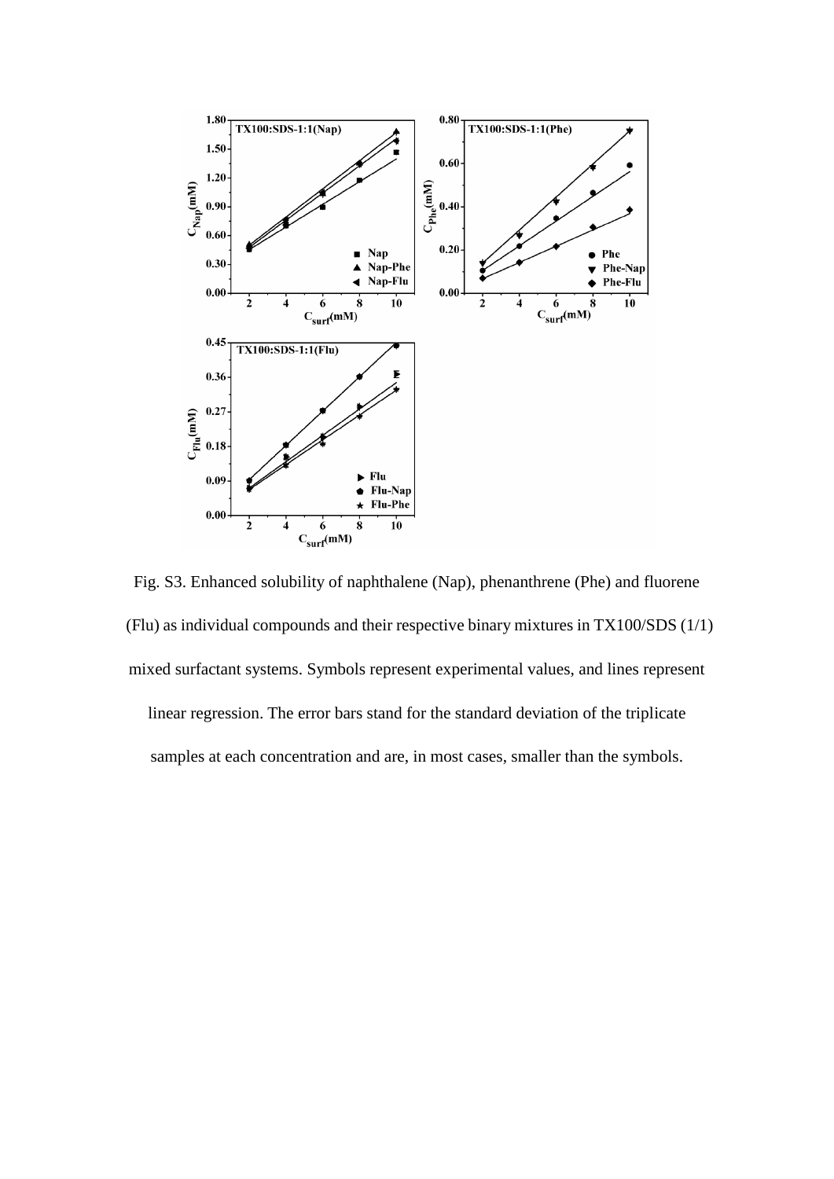TX100:SDS-1:1(Nap)

1.80
1.50
1.20
0.90
0.60
0.30
0.00

$C_{Nap}$(mM)

2 4 6 8 10

$C_{surf}$(mM)

Nap
Nap-Phe
Nap-Flu

TX100:SDS-1:1(Phe)

0.80
0.60
0.40
0.20
0.00

$C_{Phe}$(mM)

2 4 6 8 10

$C_{surf}$(mM)

Phe
Phe-Nap
Phe-Flu

TX100:SDS-1:1(Flu)

0.45
0.36
0.27
0.18
0.09
0.00

$C_{Flu}$(mM)

2 4 6 8 10

$C_{surf}$(mM)

Flu
Flu-Nap
Flu-Phe

Fig. S3. Enhanced solubility of naphthalene (Nap), phenanthrene (Phe) and fluorene (Flu) as individual compounds and their respective binary mixtures in TX100/SDS (1/1) mixed surfactant systems. Symbols represent experimental values, and lines represent linear regression. The error bars stand for the standard deviation of the triplicate samples at each concentration and are, in most cases, smaller than the symbols.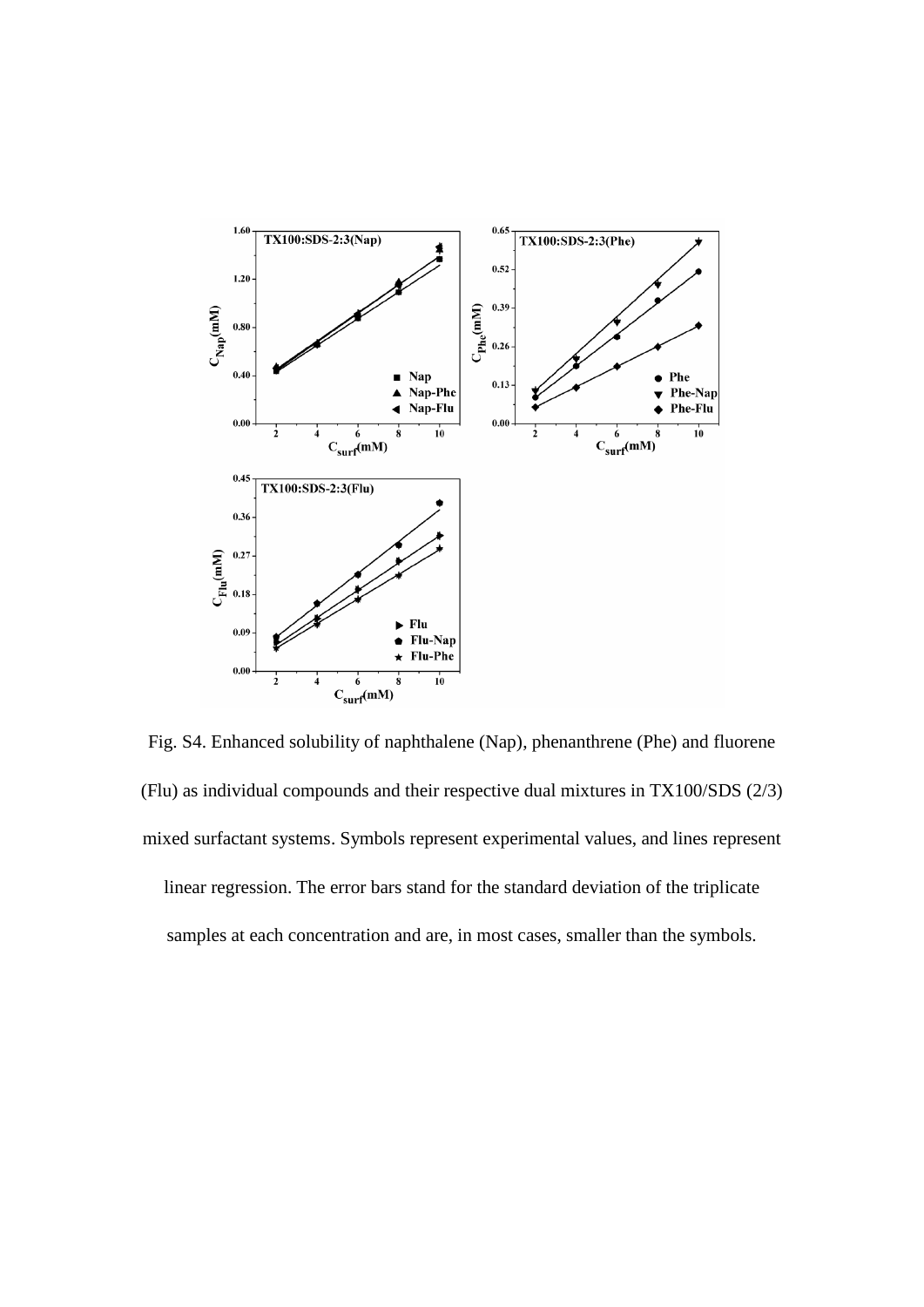TX100:SDS-2:3(Nap)

$C_{Nap}$(mM)

1.60
1.20
0.80
0.40
0.00

2 4 6 8 10

$C_{surf}$(mM)

Nap
Nap-Phe
Nap-Flu

TX100:SDS-2:3(Phe)

$C_{Phe}$(mM)

0.65
0.52
0.39
0.26
0.13
0.00

2 4 6 8 10

$C_{surf}$(mM)

Phe
Phe-Nap
Phe-Flu

TX100:SDS-2:3(Flu)

$C_{Flu}$(mM)

0.45
0.36
0.27
0.18
0.09
0.00

2 4 6 8 10

$C_{surf}$(mM)

Flu
Flu-Nap
Flu-Phe

Fig. S4. Enhanced solubility of naphthalene (Nap), phenanthrene (Phe) and fluorene (Flu) as individual compounds and their respective dual mixtures in TX100/SDS (2/3) mixed surfactant systems. Symbols represent experimental values, and lines represent linear regression. The error bars stand for the standard deviation of the triplicate samples at each concentration and are, in most cases, smaller than the symbols.